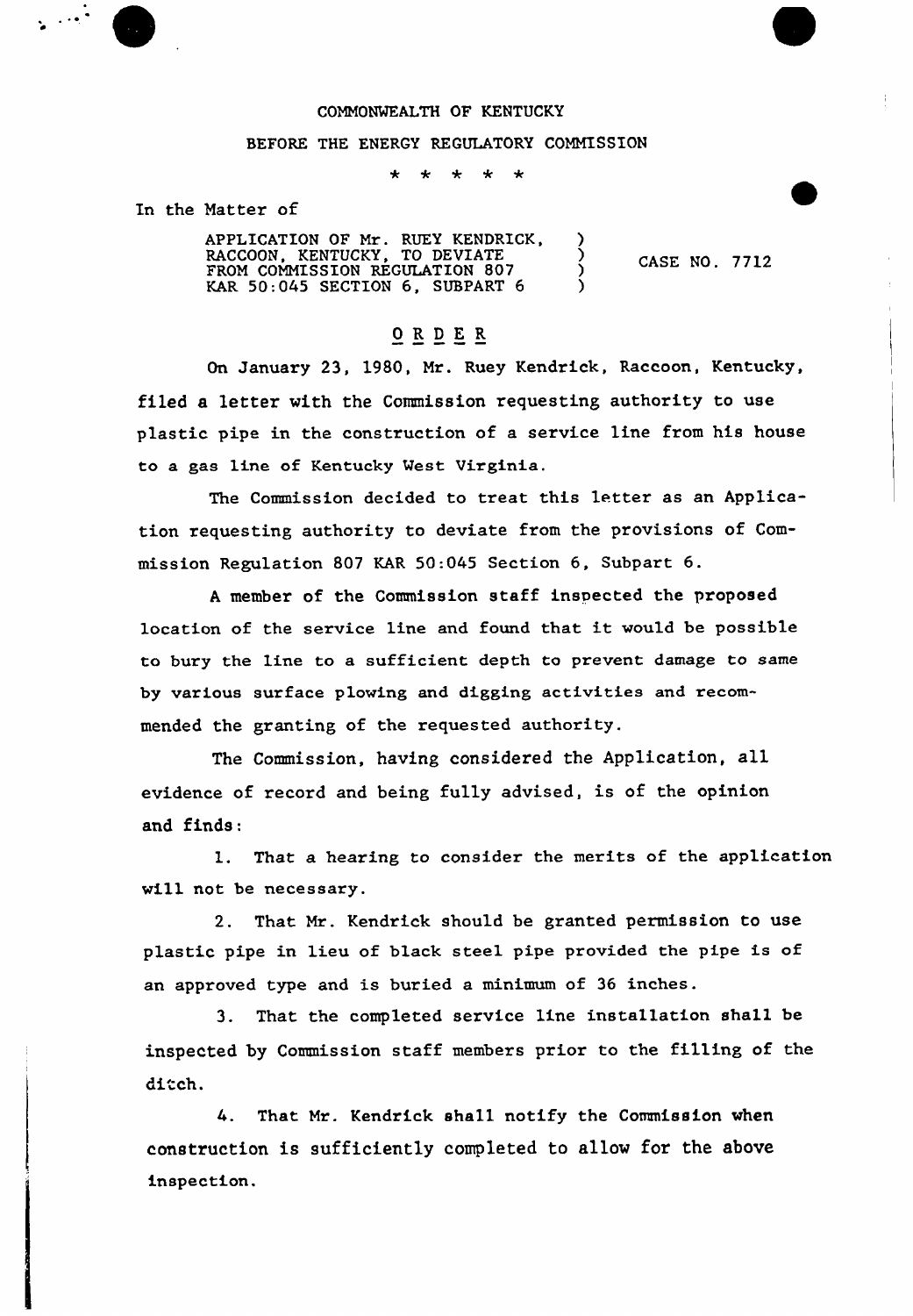COMMONWEALTH OF KENTUCKY

BEFORE THE ENERGY REGULATORY COMMISSION

\* \* \* \* \*

In the Matter of

| | | |
|---|---|---|
| APPLICATION OF Mr. RUEY KENDRICK, RACCOON, KENTUCKY, TO DEVIATE FROM COMMISSION REGULATION 807 KAR 50:045 SECTION 6, SUBPART 6 | ) ) ) ) | CASE NO. 7712 |

## O R D E R

On January 23, 1980, Mr. Ruey Kendrick, Raccoon, Kentucky, filed a letter with the Commission requesting authority to use plastic pipe in the construction of a service line from his house to a gas line of Kentucky West Virginia.

The Commission decided to treat this letter as an Application requesting authority to deviate from the provisions of Commission Regulation 807 KAR 50:045 Section 6, Subpart 6.

A member of the Commission staff inspected the proposed location of the service line and found that it would be possible to bury the line to a sufficient depth to prevent damage to same by various surface plowing and digging activities and recommended the granting of the requested authority.

The Commission, having considered the Application, all evidence of record and being fully advised, is of the opinion and finds:

1. That a hearing to consider the merits of the application will not be necessary.

2. That Mr. Kendrick should be granted permission to use plastic pipe in lieu of black steel pipe provided the pipe is of an approved type and is buried a minimum of 36 inches.

3. That the completed service line installation shall be inspected by Commission staff members prior to the filling of the ditch.

4. That Mr. Kendrick shall notify the Commission when construction is sufficiently completed to allow for the above inspection.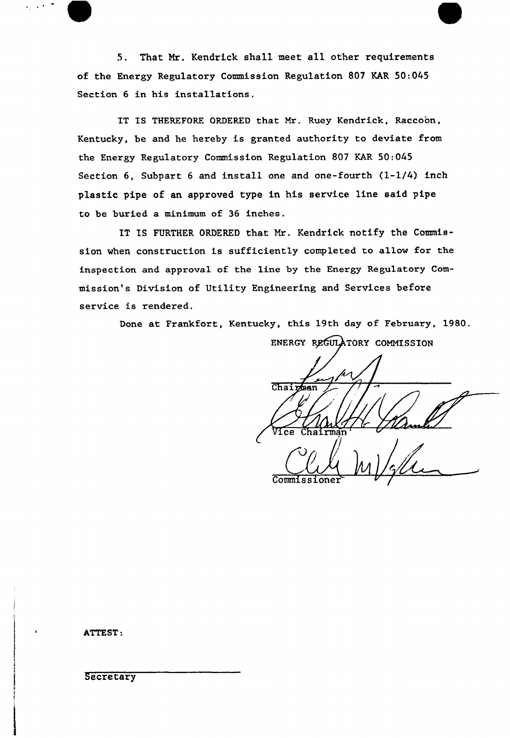5. That Mr. Kendrick shall meet all other requirements of the Energy Regulatory Commission Regulation 807 KAR 50:045 Section 6 in his installations.

IT IS THEREFORE ORDERED that Mr. Ruey Kendrick, Raccoon, Kentucky, be and he hereby is granted authority to deviate from the Energy Regulatory Commission Regulation 807 KAR 50:045 Section 6, Subpart 6 and install one and one-fourth (1-1/4) inch plastic pipe of an approved type in his service line said pipe to be buried a minimum of 36 inches.

IT IS FURTHER ORDERED that Mr. Kendrick notify the Commission when construction is sufficiently completed to allow for the inspection and approval of the line by the Energy Regulatory Commission's Division of Utility Engineering and Services before service is rendered.

Done at Frankfort, Kentucky, this 19th day of February, 1980.

ENERGY REGULATORY COMMISSION

Chairman

Vice Chairman

Commissioner

ATTEST:

Secretary